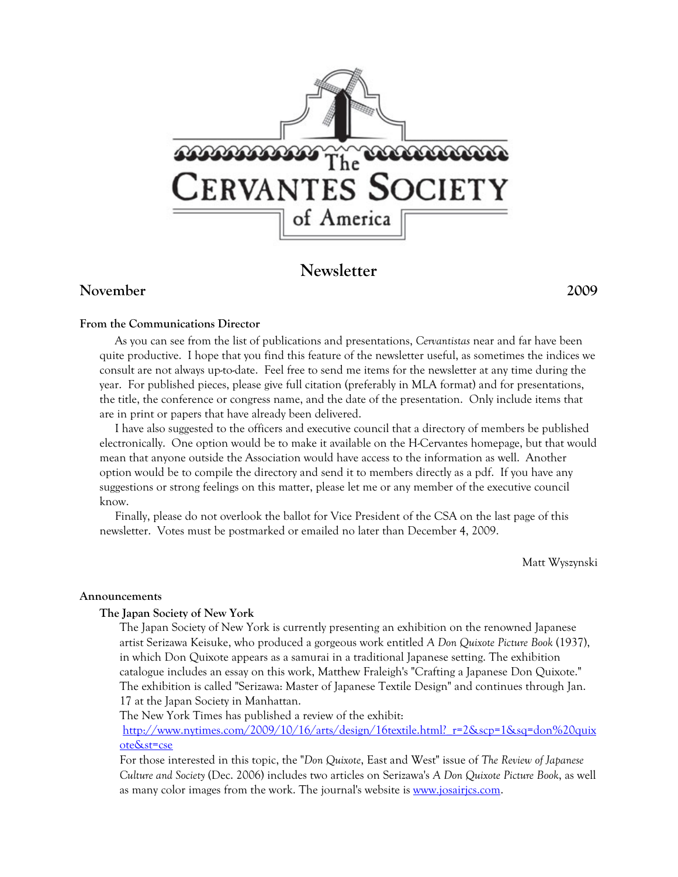# The Cervantes Society of America

## Newsletter

**November** **2009**

### From the Communications Director

As you can see from the list of publications and presentations, *Cervantistas* near and far have been quite productive. I hope that you find this feature of the newsletter useful, as sometimes the indices we consult are not always up-to-date. Feel free to send me items for the newsletter at any time during the year. For published pieces, please give full citation (preferably in MLA format) and for presentations, the title, the conference or congress name, and the date of the presentation. Only include items that are in print or papers that have already been delivered.

I have also suggested to the officers and executive council that a directory of members be published electronically. One option would be to make it available on the H-Cervantes homepage, but that would mean that anyone outside the Association would have access to the information as well. Another option would be to compile the directory and send it to members directly as a pdf. If you have any suggestions or strong feelings on this matter, please let me or any member of the executive council know.

Finally, please do not overlook the ballot for Vice President of the CSA on the last page of this newsletter. Votes must be postmarked or emailed no later than December 4, 2009.

Matt Wyszynski

### Announcements

#### The Japan Society of New York

The Japan Society of New York is currently presenting an exhibition on the renowned Japanese artist Serizawa Keisuke, who produced a gorgeous work entitled *A Don Quixote Picture Book* (1937), in which Don Quixote appears as a samurai in a traditional Japanese setting. The exhibition catalogue includes an essay on this work, Matthew Fraleigh's "Crafting a Japanese Don Quixote." The exhibition is called "Serizawa: Master of Japanese Textile Design" and continues through Jan. 17 at the Japan Society in Manhattan.

The New York Times has published a review of the exhibit: [http://www.nytimes.com/2009/10/16/arts/design/16textile.html?_r=2&scp=1&sq=don%20quixote&st=cse](http://www.nytimes.com/2009/10/16/arts/design/16textile.html?_r=2&scp=1&sq=don%20quixote&st=cse)

For those interested in this topic, the "*Don Quixote*, East and West" issue of *The Review of Japanese Culture and Society* (Dec. 2006) includes two articles on Serizawa's *A Don Quixote Picture Book*, as well as many color images from the work. The journal's website is [www.josairjcs.com](www.josairjcs.com).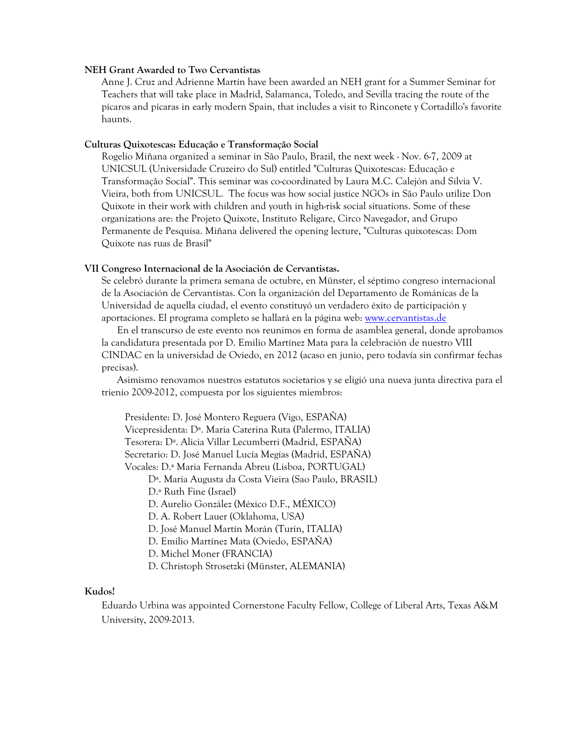**NEH Grant Awarded to Two Cervantistas**

Anne J. Cruz and Adrienne Martín have been awarded an NEH grant for a Summer Seminar for Teachers that will take place in Madrid, Salamanca, Toledo, and Sevilla tracing the route of the pícaros and pícaras in early modern Spain, that includes a visit to Rinconete y Cortadillo's favorite haunts.

**Culturas Quixotescas: Educação e Transformação Social**

Rogelio Miñana organized a seminar in São Paulo, Brazil, the next week - Nov. 6-7, 2009 at UNICSUL (Universidade Cruzeiro do Sul) entitled "Culturas Quixotescas: Educação e Transformação Social". This seminar was co-coordinated by Laura M.C. Calejón and Silvia V. Vieira, both from UNICSUL. The focus was how social justice NGOs in São Paulo utilize Don Quixote in their work with children and youth in high-risk social situations. Some of these organizations are: the Projeto Quixote, Instituto Religare, Circo Navegador, and Grupo Permanente de Pesquisa. Miñana delivered the opening lecture, "Culturas quixotescas: Dom Quixote nas ruas de Brasil"

**VII Congreso Internacional de la Asociación de Cervantistas.**

Se celebró durante la primera semana de octubre, en Münster, el séptimo congreso internacional de la Asociación de Cervantistas. Con la organización del Departamento de Románicas de la Universidad de aquella ciudad, el evento constituyó un verdadero éxito de participación y aportaciones. El programa completo se hallará en la página web: www.cervantistas.de

En el transcurso de este evento nos reunimos en forma de asamblea general, donde aprobamos la candidatura presentada por D. Emilio Martínez Mata para la celebración de nuestro VIII CINDAC en la universidad de Oviedo, en 2012 (acaso en junio, pero todavía sin confirmar fechas precisas).

Asimismo renovamos nuestros estatutos societarios y se eligió una nueva junta directiva para el trienio 2009-2012, compuesta por los siguientes miembros:

Presidente: D. José Montero Reguera (Vigo, ESPAÑA)
Vicepresidenta: Dª. Maria Caterina Ruta (Palermo, ITALIA)
Tesorera: Dª. Alicia Villar Lecumberri (Madrid, ESPAÑA)
Secretario: D. José Manuel Lucía Megías (Madrid, ESPAÑA)
Vocales: D.ª Maria Fernanda Abreu (Lisboa, PORTUGAL)
Dª. Maria Augusta da Costa Vieira (Sao Paulo, BRASIL)
D.ª Ruth Fine (Israel)
D. Aurelio González (México D.F., MÉXICO)
D. A. Robert Lauer (Oklahoma, USA)
D. José Manuel Martín Morán (Turín, ITALIA)
D. Emilio Martínez Mata (Oviedo, ESPAÑA)
D. Michel Moner (FRANCIA)
D. Christoph Strosetzki (Münster, ALEMANIA)

**Kudos!**

Eduardo Urbina was appointed Cornerstone Faculty Fellow, College of Liberal Arts, Texas A&M University, 2009-2013.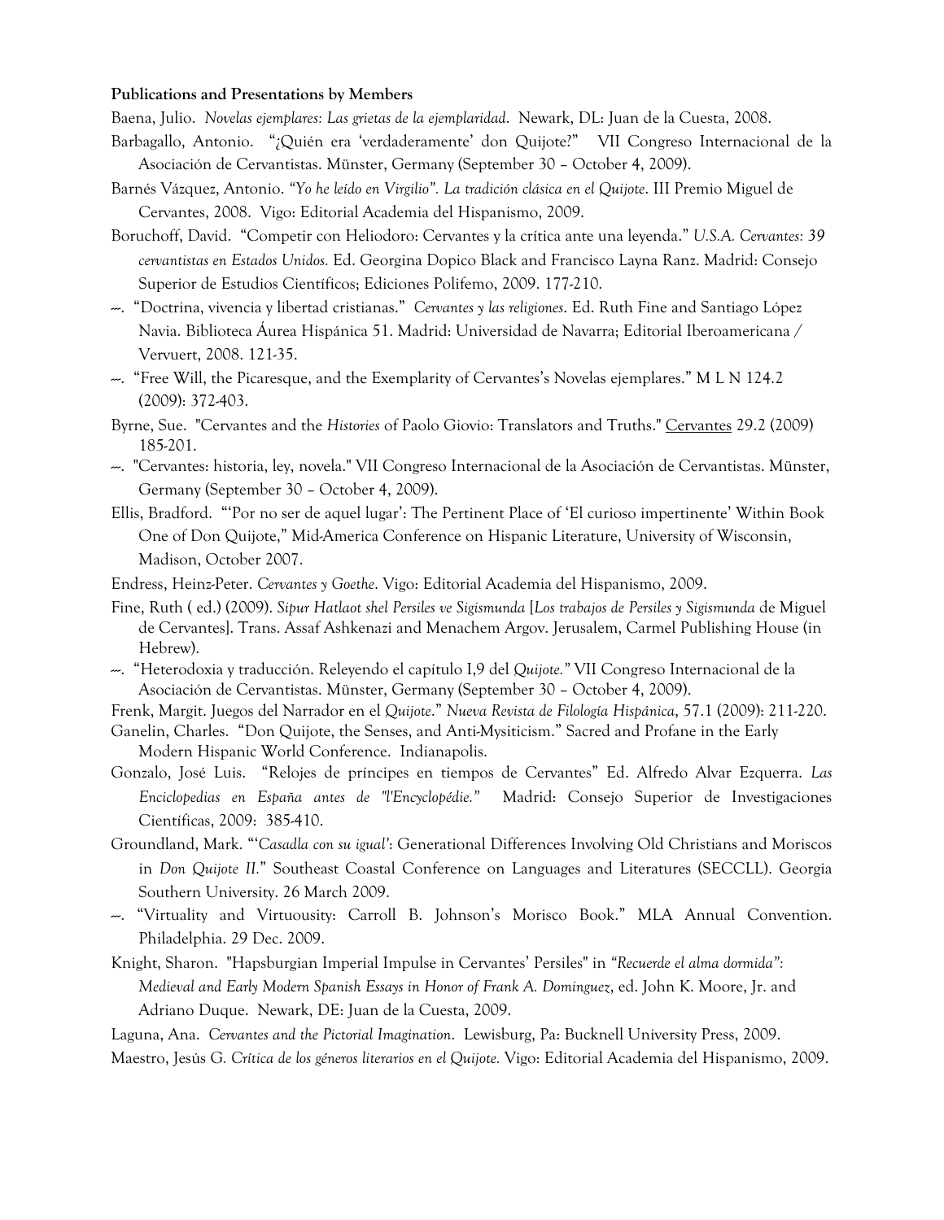**Publications and Presentations by Members**

Baena, Julio. *Novelas ejemplares: Las grietas de la ejemplaridad*. Newark, DL: Juan de la Cuesta, 2008.

Barbagallo, Antonio. "¿Quién era 'verdaderamente' don Quijote?" VII Congreso Internacional de la Asociación de Cervantistas. Münster, Germany (September 30 – October 4, 2009).

Barnés Vázquez, Antonio. *"Yo he leído en Virgilio". La tradición clásica en el Quijote*. III Premio Miguel de Cervantes, 2008. Vigo: Editorial Academia del Hispanismo, 2009.

Boruchoff, David. "Competir con Heliodoro: Cervantes y la crítica ante una leyenda." *U.S.A. Cervantes: 39 cervantistas en Estados Unidos.* Ed. Georgina Dopico Black and Francisco Layna Ranz. Madrid: Consejo Superior de Estudios Científicos; Ediciones Polifemo, 2009. 177-210.

---. "Doctrina, vivencia y libertad cristianas." *Cervantes y las religiones*. Ed. Ruth Fine and Santiago López Navia. Biblioteca Áurea Hispánica 51. Madrid: Universidad de Navarra; Editorial Iberoamericana / Vervuert, 2008. 121-35.

---. "Free Will, the Picaresque, and the Exemplarity of Cervantes's Novelas ejemplares." M L N 124.2 (2009): 372-403.

Byrne, Sue. "Cervantes and the *Histories* of Paolo Giovio: Translators and Truths." Cervantes 29.2 (2009) 185-201.

---. "Cervantes: historia, ley, novela." VII Congreso Internacional de la Asociación de Cervantistas. Münster, Germany (September 30 – October 4, 2009).

Ellis, Bradford. "'Por no ser de aquel lugar': The Pertinent Place of 'El curioso impertinente' Within Book One of Don Quijote," Mid-America Conference on Hispanic Literature, University of Wisconsin, Madison, October 2007.

Endress, Heinz-Peter. *Cervantes y Goethe*. Vigo: Editorial Academia del Hispanismo, 2009.

Fine, Ruth ( ed.) (2009). *Sipur Hatlaot shel Persiles ve Sigismunda* [*Los trabajos de Persiles y Sigismunda* de Miguel de Cervantes]. Trans. Assaf Ashkenazi and Menachem Argov. Jerusalem, Carmel Publishing House (in Hebrew).

---. "Heterodoxia y traducción. Releyendo el capítulo I,9 del *Quijote."* VII Congreso Internacional de la Asociación de Cervantistas. Münster, Germany (September 30 – October 4, 2009).

Frenk, Margit. Juegos del Narrador en el *Quijote*." *Nueva Revista de Filología Hispánica*, 57.1 (2009): 211-220.

Ganelin, Charles. "Don Quijote, the Senses, and Anti-Mysiticism." Sacred and Profane in the Early Modern Hispanic World Conference. Indianapolis.

Gonzalo, José Luis. "Relojes de príncipes en tiempos de Cervantes" Ed. Alfredo Alvar Ezquerra. *Las Enciclopedias en España antes de "l'Encyclopédie."* Madrid: Consejo Superior de Investigaciones Científicas, 2009: 385-410.

Groundland, Mark. "'*Casadla con su igual'*: Generational Differences Involving Old Christians and Moriscos in *Don Quijote II.*" Southeast Coastal Conference on Languages and Literatures (SECCLL). Georgia Southern University. 26 March 2009.

---. "Virtuality and Virtuousity: Carroll B. Johnson's Morisco Book." MLA Annual Convention. Philadelphia. 29 Dec. 2009.

Knight, Sharon. "Hapsburgian Imperial Impulse in Cervantes' Persiles" in *"Recuerde el alma dormida": Medieval and Early Modern Spanish Essays in Honor of Frank A. Dominguez*, ed. John K. Moore, Jr. and Adriano Duque. Newark, DE: Juan de la Cuesta, 2009.

Laguna, Ana. *Cervantes and the Pictorial Imagination*. Lewisburg, Pa: Bucknell University Press, 2009.

Maestro, Jesús G. *Crítica de los géneros literarios en el Quijote.* Vigo: Editorial Academia del Hispanismo, 2009.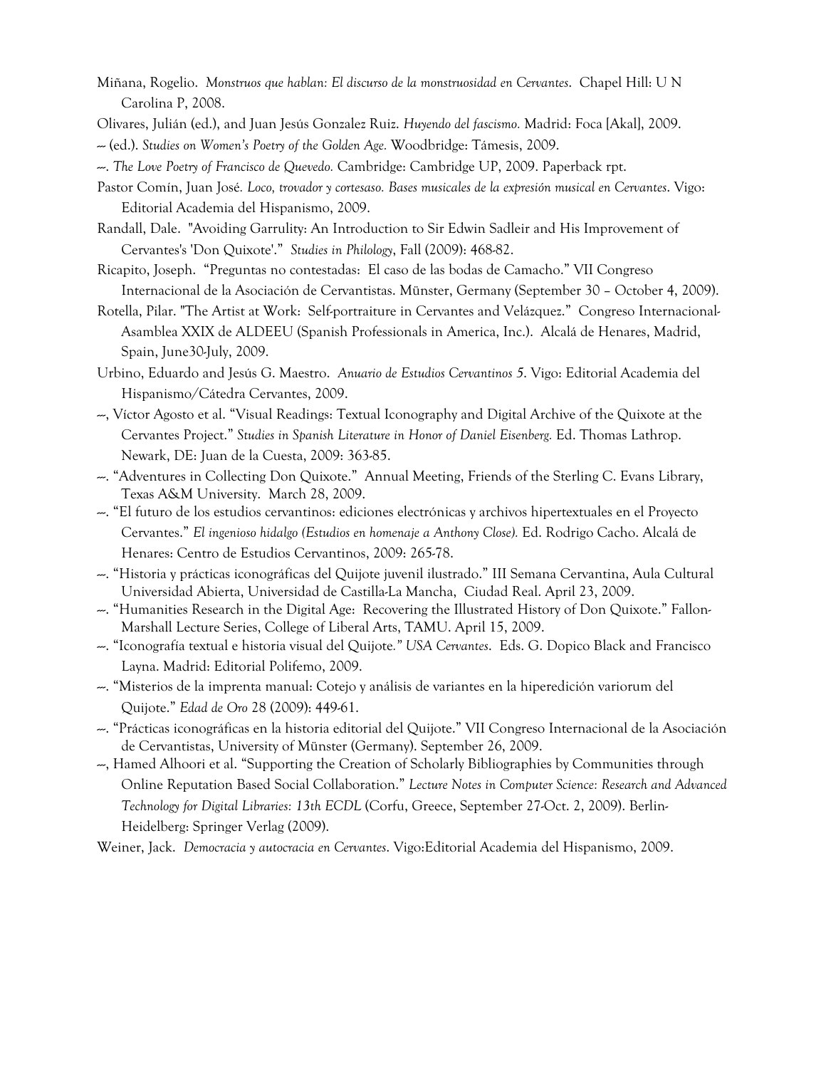Miñana, Rogelio. *Monstruos que hablan: El discurso de la monstruosidad en Cervantes*. Chapel Hill: U N Carolina P, 2008.

Olivares, Julián (ed.), and Juan Jesús Gonzalez Ruiz. *Huyendo del fascismo.* Madrid: Foca [Akal], 2009.

-- (ed.). *Studies on Women's Poetry of the Golden Age.* Woodbridge: Támesis, 2009.

--. *The Love Poetry of Francisco de Quevedo.* Cambridge: Cambridge UP, 2009. Paperback rpt.

Pastor Comín, Juan José. *Loco, trovador y cortesaso. Bases musicales de la expresión musical en Cervantes*. Vigo: Editorial Academia del Hispanismo, 2009.

Randall, Dale. "Avoiding Garrulity: An Introduction to Sir Edwin Sadleir and His Improvement of Cervantes's 'Don Quixote'." *Studies in Philology*, Fall (2009): 468-82.

Ricapito, Joseph. "Preguntas no contestadas: El caso de las bodas de Camacho." VII Congreso Internacional de la Asociación de Cervantistas. Münster, Germany (September 30 – October 4, 2009).

Rotella, Pilar. "The Artist at Work: Self-portraiture in Cervantes and Velázquez." Congreso Internacional-Asamblea XXIX de ALDEEU (Spanish Professionals in America, Inc.). Alcalá de Henares, Madrid, Spain, June30-July, 2009.

Urbino, Eduardo and Jesús G. Maestro. *Anuario de Estudios Cervantinos 5*. Vigo: Editorial Academia del Hispanismo/Cátedra Cervantes, 2009.

--, Víctor Agosto et al. "Visual Readings: Textual Iconography and Digital Archive of the Quixote at the Cervantes Project." *Studies in Spanish Literature in Honor of Daniel Eisenberg.* Ed. Thomas Lathrop. Newark, DE: Juan de la Cuesta, 2009: 363-85.

--. "Adventures in Collecting Don Quixote." Annual Meeting, Friends of the Sterling C. Evans Library, Texas A&M University. March 28, 2009.

--. "El futuro de los estudios cervantinos: ediciones electrónicas y archivos hipertextuales en el Proyecto Cervantes." *El ingenioso hidalgo (Estudios en homenaje a Anthony Close).* Ed. Rodrigo Cacho. Alcalá de Henares: Centro de Estudios Cervantinos, 2009: 265-78.

--. "Historia y prácticas iconográficas del Quijote juvenil ilustrado." III Semana Cervantina, Aula Cultural Universidad Abierta, Universidad de Castilla-La Mancha, Ciudad Real. April 23, 2009.

--. "Humanities Research in the Digital Age: Recovering the Illustrated History of Don Quixote." Fallon-Marshall Lecture Series, College of Liberal Arts, TAMU. April 15, 2009.

--. "Iconografía textual e historia visual del Quijote*." USA Cervantes*. Eds. G. Dopico Black and Francisco Layna. Madrid: Editorial Polifemo, 2009.

--. "Misterios de la imprenta manual: Cotejo y análisis de variantes en la hiperedición variorum del Quijote." *Edad de Oro* 28 (2009): 449-61.

--. "Prácticas iconográficas en la historia editorial del Quijote." VII Congreso Internacional de la Asociación de Cervantistas, University of Münster (Germany). September 26, 2009.

--, Hamed Alhoori et al. "Supporting the Creation of Scholarly Bibliographies by Communities through Online Reputation Based Social Collaboration." *Lecture Notes in Computer Science: Research and Advanced Technology for Digital Libraries: 13th ECDL* (Corfu, Greece, September 27-Oct. 2, 2009). Berlin-Heidelberg: Springer Verlag (2009).

Weiner, Jack. *Democracia y autocracia en Cervantes*. Vigo:Editorial Academia del Hispanismo, 2009.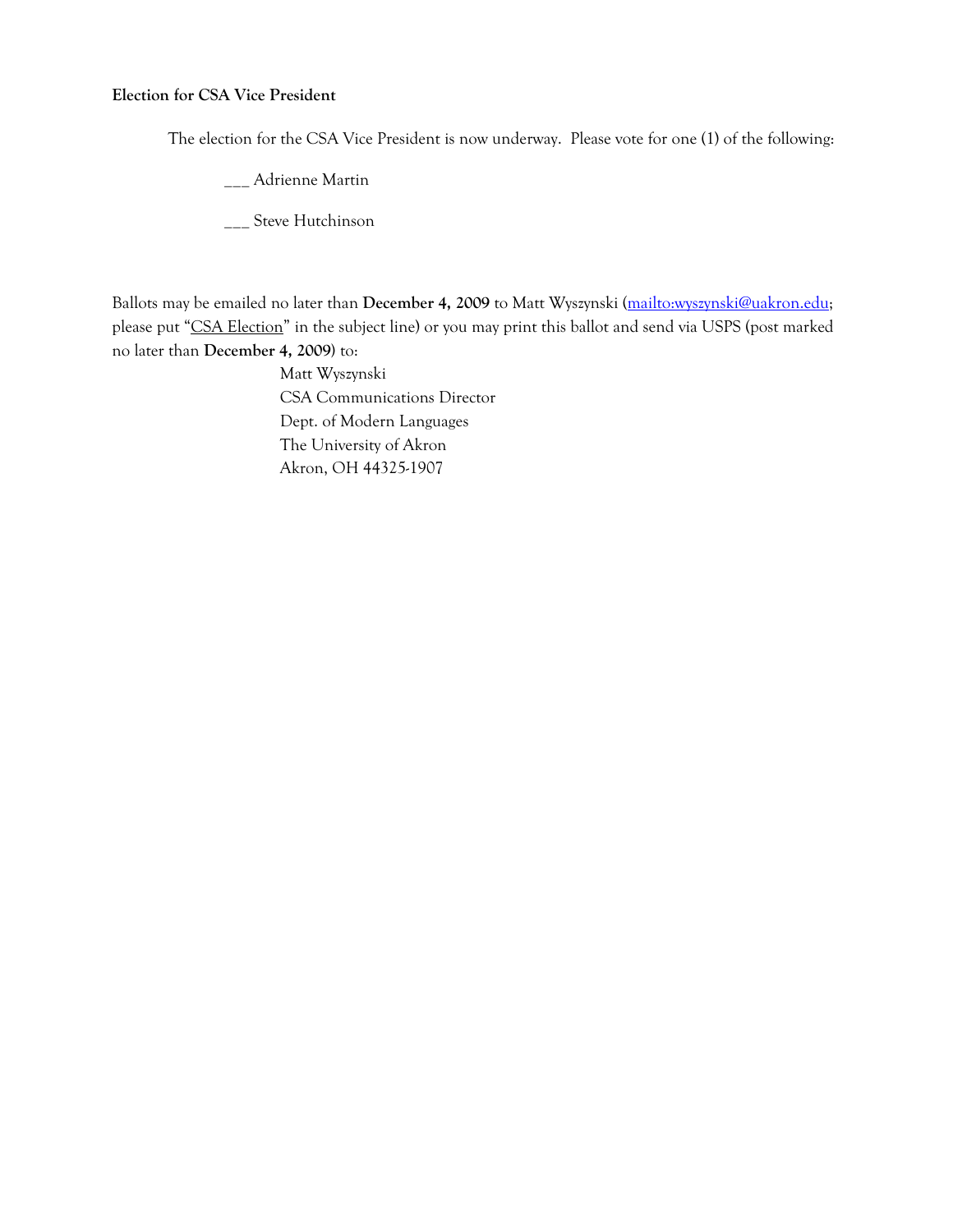**Election for CSA Vice President**

The election for the CSA Vice President is now underway. Please vote for one (1) of the following:

___ Adrienne Martin

___ Steve Hutchinson

Ballots may be emailed no later than **December 4, 2009** to Matt Wyszynski (mailto:wyszynski@uakron.edu; please put "CSA Election" in the subject line) or you may print this ballot and send via USPS (post marked no later than **December 4, 2009**) to:

Matt Wyszynski
CSA Communications Director
Dept. of Modern Languages
The University of Akron
Akron, OH 44325-1907